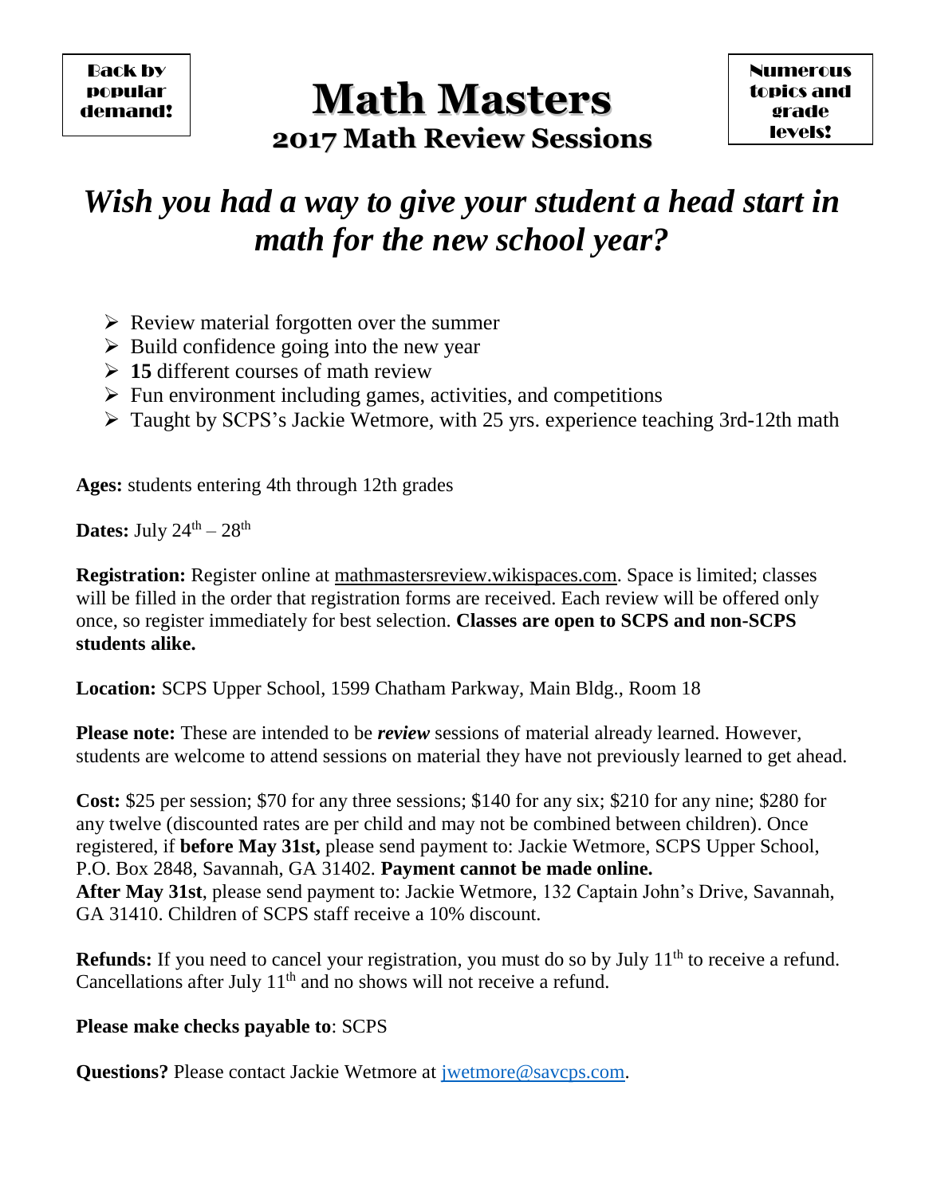Back by popular demand!

# Math Masters

## 2017 Math Review Sessions

Numerous topics and grade levels!

## *Wish you had a way to give your student a head start in math for the new school year?*

- Review material forgotten over the summer
- Build confidence going into the new year
- **15** different courses of math review
- Fun environment including games, activities, and competitions
- Taught by SCPS's Jackie Wetmore, with 25 yrs. experience teaching 3rd-12th math

**Ages:** students entering 4th through 12th grades

**Dates:** July 24th – 28th

**Registration:** Register online at mathmastersreview.wikispaces.com. Space is limited; classes will be filled in the order that registration forms are received. Each review will be offered only once, so register immediately for best selection. **Classes are open to SCPS and non-SCPS students alike.**

**Location:** SCPS Upper School, 1599 Chatham Parkway, Main Bldg., Room 18

**Please note:** These are intended to be ***review*** sessions of material already learned. However, students are welcome to attend sessions on material they have not previously learned to get ahead.

**Cost:** $25 per session; $70 for any three sessions; $140 for any six; $210 for any nine; $280 for any twelve (discounted rates are per child and may not be combined between children). Once registered, if **before May 31st,** please send payment to: Jackie Wetmore, SCPS Upper School, P.O. Box 2848, Savannah, GA 31402. **Payment cannot be made online.**
**After May 31st**, please send payment to: Jackie Wetmore, 132 Captain John's Drive, Savannah, GA 31410. Children of SCPS staff receive a 10% discount.

**Refunds:** If you need to cancel your registration, you must do so by July 11th to receive a refund. Cancellations after July 11th and no shows will not receive a refund.

**Please make checks payable to**: SCPS

**Questions?** Please contact Jackie Wetmore at jwetmore@savcps.com.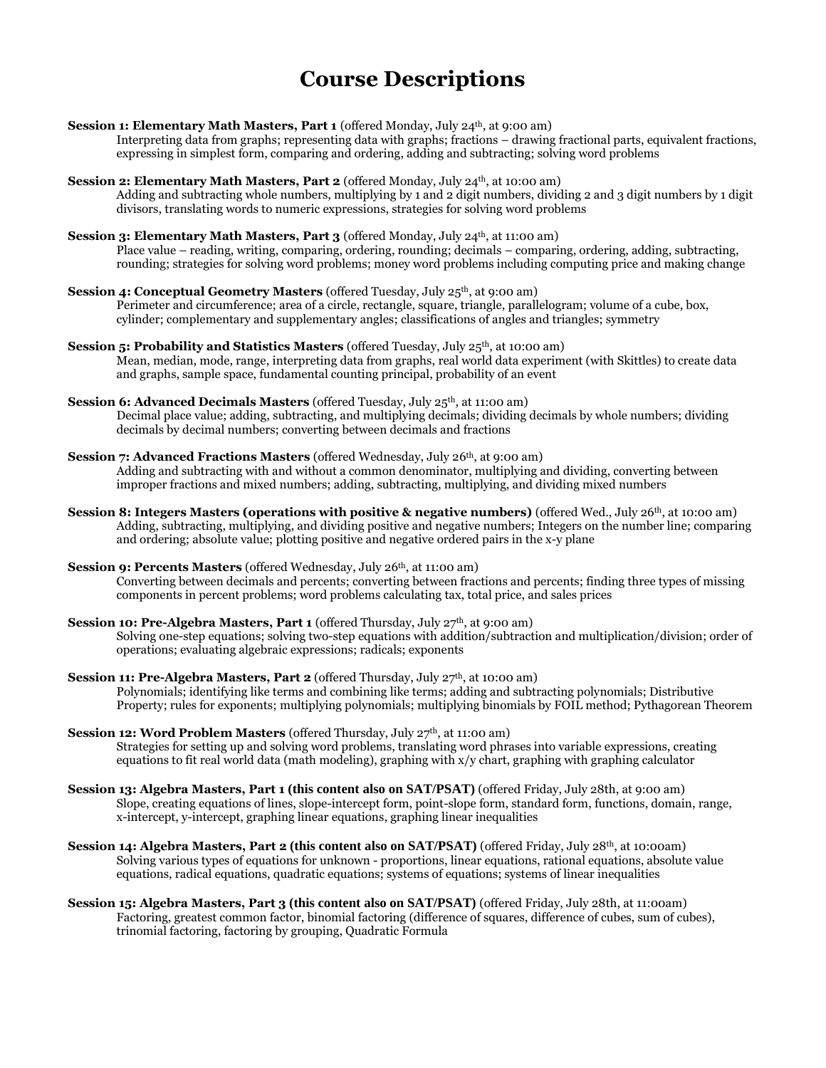# Course Descriptions

**Session 1: Elementary Math Masters, Part 1** (offered Monday, July 24th, at 9:00 am)
Interpreting data from graphs; representing data with graphs; fractions – drawing fractional parts, equivalent fractions, expressing in simplest form, comparing and ordering, adding and subtracting; solving word problems

**Session 2: Elementary Math Masters, Part 2** (offered Monday, July 24th, at 10:00 am)
Adding and subtracting whole numbers, multiplying by 1 and 2 digit numbers, dividing 2 and 3 digit numbers by 1 digit divisors, translating words to numeric expressions, strategies for solving word problems

**Session 3: Elementary Math Masters, Part 3** (offered Monday, July 24th, at 11:00 am)
Place value – reading, writing, comparing, ordering, rounding; decimals – comparing, ordering, adding, subtracting, rounding; strategies for solving word problems; money word problems including computing price and making change

**Session 4: Conceptual Geometry Masters** (offered Tuesday, July 25th, at 9:00 am)
Perimeter and circumference; area of a circle, rectangle, square, triangle, parallelogram; volume of a cube, box, cylinder; complementary and supplementary angles; classifications of angles and triangles; symmetry

**Session 5: Probability and Statistics Masters** (offered Tuesday, July 25th, at 10:00 am)
Mean, median, mode, range, interpreting data from graphs, real world data experiment (with Skittles) to create data and graphs, sample space, fundamental counting principal, probability of an event

**Session 6: Advanced Decimals Masters** (offered Tuesday, July 25th, at 11:00 am)
Decimal place value; adding, subtracting, and multiplying decimals; dividing decimals by whole numbers; dividing decimals by decimal numbers; converting between decimals and fractions

**Session 7: Advanced Fractions Masters** (offered Wednesday, July 26th, at 9:00 am)
Adding and subtracting with and without a common denominator, multiplying and dividing, converting between improper fractions and mixed numbers; adding, subtracting, multiplying, and dividing mixed numbers

**Session 8: Integers Masters (operations with positive & negative numbers)** (offered Wed., July 26th, at 10:00 am)
Adding, subtracting, multiplying, and dividing positive and negative numbers; Integers on the number line; comparing and ordering; absolute value; plotting positive and negative ordered pairs in the x-y plane

**Session 9: Percents Masters** (offered Wednesday, July 26th, at 11:00 am)
Converting between decimals and percents; converting between fractions and percents; finding three types of missing components in percent problems; word problems calculating tax, total price, and sales prices

**Session 10: Pre-Algebra Masters, Part 1** (offered Thursday, July 27th, at 9:00 am)
Solving one-step equations; solving two-step equations with addition/subtraction and multiplication/division; order of operations; evaluating algebraic expressions; radicals; exponents

**Session 11: Pre-Algebra Masters, Part 2** (offered Thursday, July 27th, at 10:00 am)
Polynomials; identifying like terms and combining like terms; adding and subtracting polynomials; Distributive Property; rules for exponents; multiplying polynomials; multiplying binomials by FOIL method; Pythagorean Theorem

**Session 12: Word Problem Masters** (offered Thursday, July 27th, at 11:00 am)
Strategies for setting up and solving word problems, translating word phrases into variable expressions, creating equations to fit real world data (math modeling), graphing with x/y chart, graphing with graphing calculator

**Session 13: Algebra Masters, Part 1 (this content also on SAT/PSAT)** (offered Friday, July 28th, at 9:00 am)
Slope, creating equations of lines, slope-intercept form, point-slope form, standard form, functions, domain, range, x-intercept, y-intercept, graphing linear equations, graphing linear inequalities

**Session 14: Algebra Masters, Part 2 (this content also on SAT/PSAT)** (offered Friday, July 28th, at 10:00am)
Solving various types of equations for unknown - proportions, linear equations, rational equations, absolute value equations, radical equations, quadratic equations; systems of equations; systems of linear inequalities

**Session 15: Algebra Masters, Part 3 (this content also on SAT/PSAT)** (offered Friday, July 28th, at 11:00am)
Factoring, greatest common factor, binomial factoring (difference of squares, difference of cubes, sum of cubes), trinomial factoring, factoring by grouping, Quadratic Formula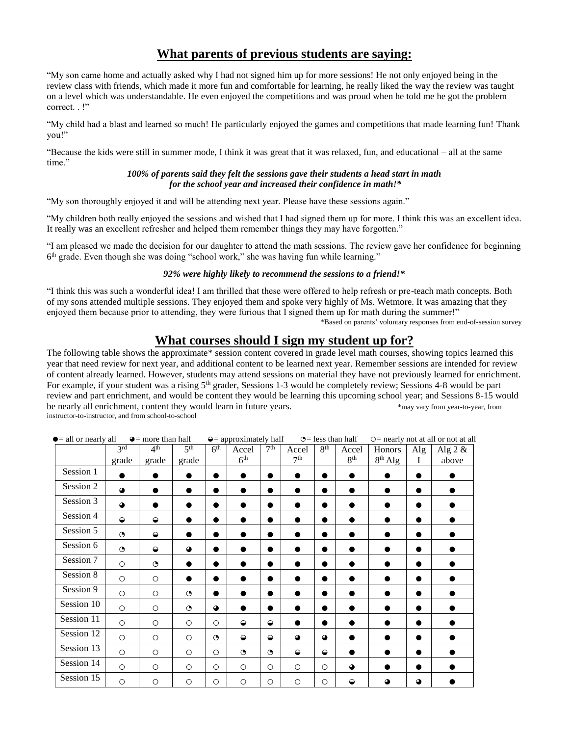## What parents of previous students are saying:

"My son came home and actually asked why I had not signed him up for more sessions! He not only enjoyed being in the review class with friends, which made it more fun and comfortable for learning, he really liked the way the review was taught on a level which was understandable. He even enjoyed the competitions and was proud when he told me he got the problem correct. . !"

"My child had a blast and learned so much! He particularly enjoyed the games and competitions that made learning fun! Thank you!"

"Because the kids were still in summer mode, I think it was great that it was relaxed, fun, and educational – all at the same time."

***100% of parents said they felt the sessions gave their students a head start in math for the school year and increased their confidence in math!****

"My son thoroughly enjoyed it and will be attending next year. Please have these sessions again."

"My children both really enjoyed the sessions and wished that I had signed them up for more. I think this was an excellent idea. It really was an excellent refresher and helped them remember things they may have forgotten."

"I am pleased we made the decision for our daughter to attend the math sessions. The review gave her confidence for beginning 6th grade. Even though she was doing "school work," she was having fun while learning."

***92% were highly likely to recommend the sessions to a friend!****

"I think this was such a wonderful idea! I am thrilled that these were offered to help refresh or pre-teach math concepts. Both of my sons attended multiple sessions. They enjoyed them and spoke very highly of Ms. Wetmore. It was amazing that they enjoyed them because prior to attending, they were furious that I signed them up for math during the summer!"

*Based on parents' voluntary responses from end-of-session survey

## What courses should I sign my student up for?

The following table shows the approximate* session content covered in grade level math courses, showing topics learned this year that need review for next year, and additional content to be learned next year. Remember sessions are intended for review of content already learned. However, students may attend sessions on material they have not previously learned for enrichment. For example, if your student was a rising 5th grader, Sessions 1-3 would be completely review; Sessions 4-8 would be part review and part enrichment, and would be content they would be learning this upcoming school year; and Sessions 8-15 would be nearly all enrichment, content they would learn in future years.

*may vary from year-to-year, from instructor-to-instructor, and from school-to-school

● = all or nearly all ◕ = more than half ◒ = approximately half ◔ = less than half ○ = nearly not at all or not at all

| | 3rd grade | 4th grade | 5th grade | 6th | Accel 6th | 7th | Accel 7th | 8th | Accel 8th | Honors 8th Alg | Alg I | Alg 2 & above |
|---|---|---|---|---|---|---|---|---|---|---|---|---|
| Session 1 | ● | ● | ● | ● | ● | ● | ● | ● | ● | ● | ● | ● |
| Session 2 | ◕ | ● | ● | ● | ● | ● | ● | ● | ● | ● | ● | ● |
| Session 3 | ◕ | ● | ● | ● | ● | ● | ● | ● | ● | ● | ● | ● |
| Session 4 | ◒ | ◒ | ● | ● | ● | ● | ● | ● | ● | ● | ● | ● |
| Session 5 | ◔ | ◒ | ● | ● | ● | ● | ● | ● | ● | ● | ● | ● |
| Session 6 | ◔ | ◒ | ◕ | ● | ● | ● | ● | ● | ● | ● | ● | ● |
| Session 7 | ○ | ◔ | ● | ● | ● | ● | ● | ● | ● | ● | ● | ● |
| Session 8 | ○ | ○ | ● | ● | ● | ● | ● | ● | ● | ● | ● | ● |
| Session 9 | ○ | ○ | ◔ | ● | ● | ● | ● | ● | ● | ● | ● | ● |
| Session 10 | ○ | ○ | ◔ | ◕ | ● | ● | ● | ● | ● | ● | ● | ● |
| Session 11 | ○ | ○ | ○ | ○ | ◒ | ◒ | ● | ● | ● | ● | ● | ● |
| Session 12 | ○ | ○ | ○ | ◔ | ◒ | ◒ | ◕ | ◕ | ● | ● | ● | ● |
| Session 13 | ○ | ○ | ○ | ○ | ◔ | ◔ | ◒ | ◒ | ● | ● | ● | ● |
| Session 14 | ○ | ○ | ○ | ○ | ○ | ○ | ○ | ○ | ◕ | ● | ● | ● |
| Session 15 | ○ | ○ | ○ | ○ | ○ | ○ | ○ | ○ | ◒ | ◕ | ◕ | ● |